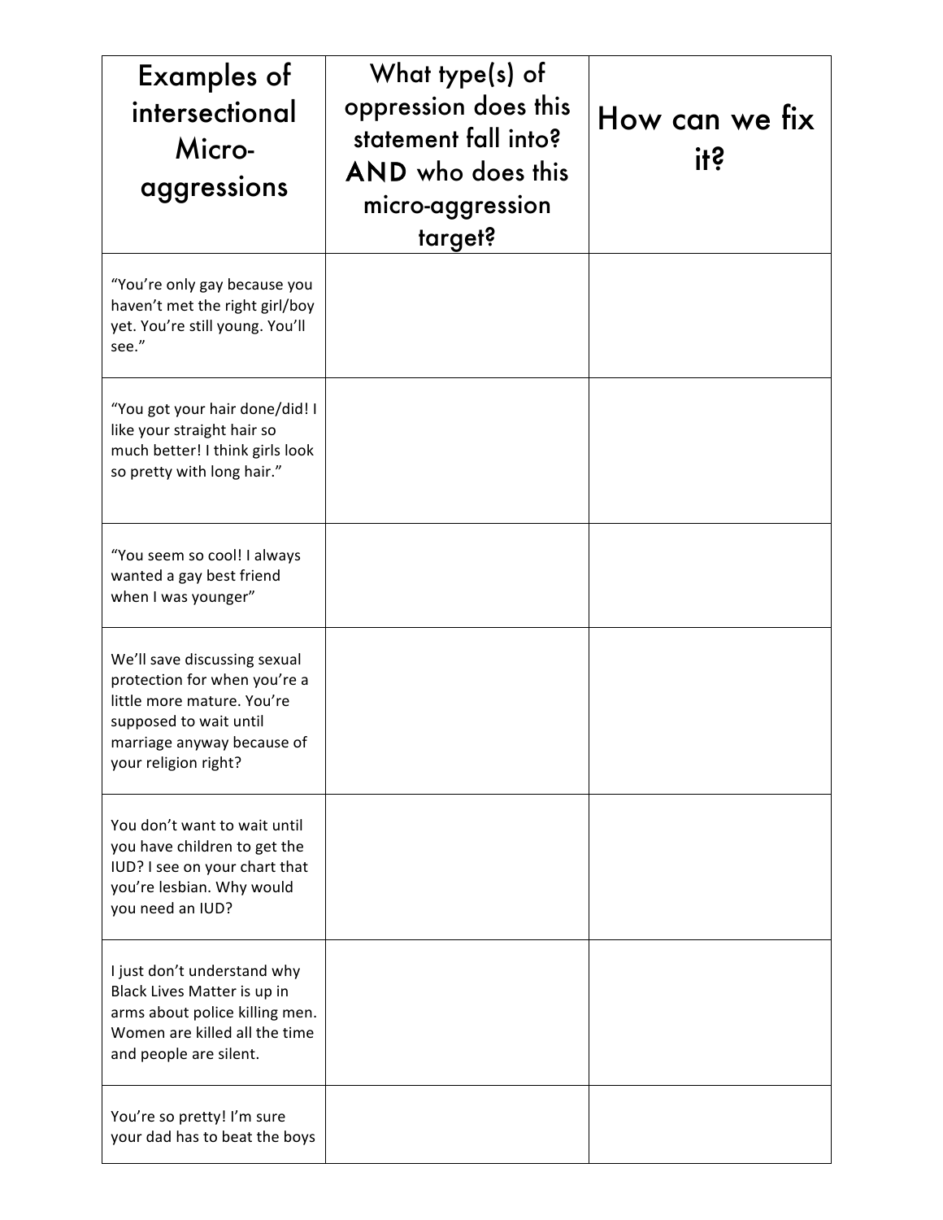| Examples of intersectional Micro-aggressions | What type(s) of oppression does this statement fall into? **AND** who does this micro-aggression target? | How can we fix it? |
|---|---|---|
| "You're only gay because you haven't met the right girl/boy yet. You're still young. You'll see." | | |
| "You got your hair done/did! I like your straight hair so much better! I think girls look so pretty with long hair." | | |
| "You seem so cool! I always wanted a gay best friend when I was younger" | | |
| We'll save discussing sexual protection for when you're a little more mature. You're supposed to wait until marriage anyway because of your religion right? | | |
| You don't want to wait until you have children to get the IUD? I see on your chart that you're lesbian. Why would you need an IUD? | | |
| I just don't understand why Black Lives Matter is up in arms about police killing men. Women are killed all the time and people are silent. | | |
| You're so pretty! I'm sure your dad has to beat the boys | | |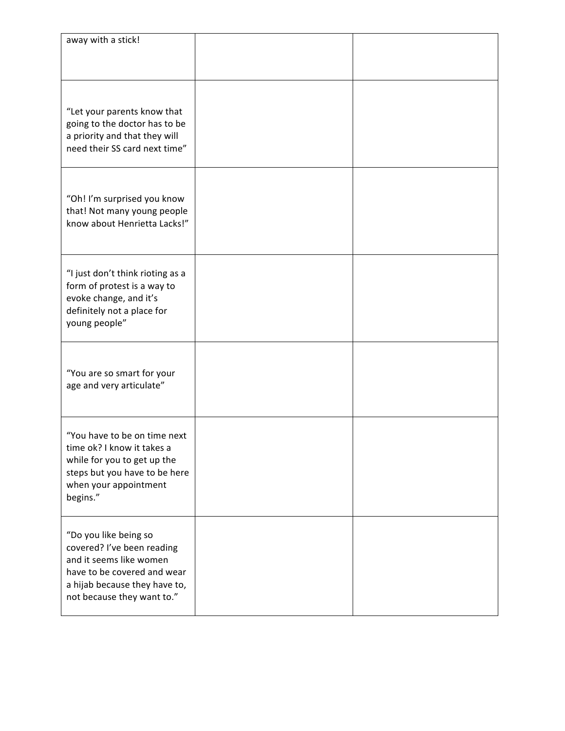| | | |
|---|---|---|
| away with a stick! | | |
| “Let your parents know that going to the doctor has to be a priority and that they will need their SS card next time” | | |
| “Oh! I’m surprised you know that! Not many young people know about Henrietta Lacks!” | | |
| “I just don’t think rioting as a form of protest is a way to evoke change, and it’s definitely not a place for young people” | | |
| “You are so smart for your age and very articulate” | | |
| “You have to be on time next time ok? I know it takes a while for you to get up the steps but you have to be here when your appointment begins.” | | |
| “Do you like being so covered? I’ve been reading and it seems like women have to be covered and wear a hijab because they have to, not because they want to.” | | |